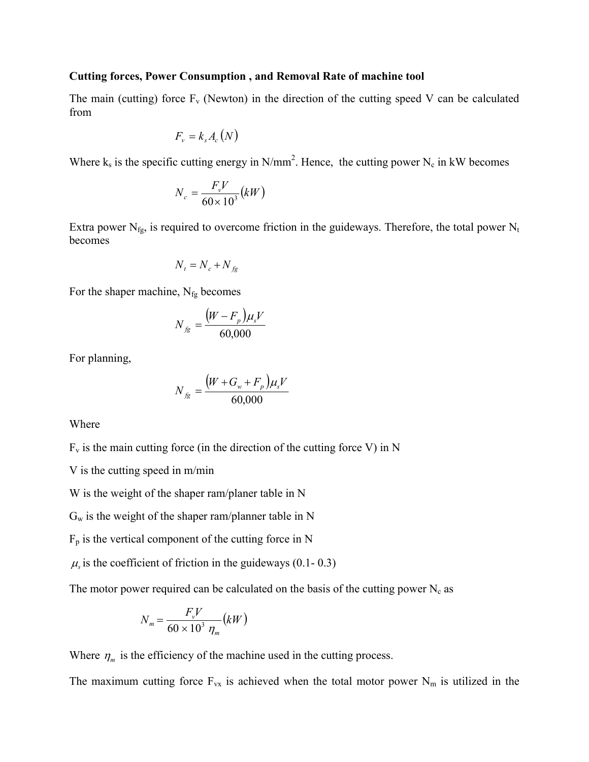**Cutting forces, Power Consumption , and Removal Rate of machine tool**

The main (cutting) force $F_v$ (Newton) in the direction of the cutting speed V can be calculated from

$$F_v = k_s A_c \,(N)$$

Where $k_s$ is the specific cutting energy in N/mm$^2$. Hence, the cutting power $N_c$ in kW becomes

$$N_c = \frac{F_v V}{60 \times 10^3} (kW)$$

Extra power $N_{fg}$, is required to overcome friction in the guideways. Therefore, the total power $N_t$ becomes

$$N_t = N_c + N_{fg}$$

For the shaper machine, $N_{fg}$ becomes

$$N_{fg} = \frac{(W - F_p)\mu_s V}{60{,}000}$$

For planning,

$$N_{fg} = \frac{(W + G_w + F_p)\mu_s V}{60{,}000}$$

Where

$F_v$ is the main cutting force (in the direction of the cutting force V) in N

V is the cutting speed in m/min

W is the weight of the shaper ram/planer table in N

$G_w$ is the weight of the shaper ram/planner table in N

$F_p$ is the vertical component of the cutting force in N

$\mu_s$ is the coefficient of friction in the guideways (0.1- 0.3)

The motor power required can be calculated on the basis of the cutting power $N_c$ as

$$N_m = \frac{F_v V}{60 \times 10^3 \, \eta_m} (kW)$$

Where $\eta_m$ is the efficiency of the machine used in the cutting process.

The maximum cutting force $F_{vx}$ is achieved when the total motor power $N_m$ is utilized in the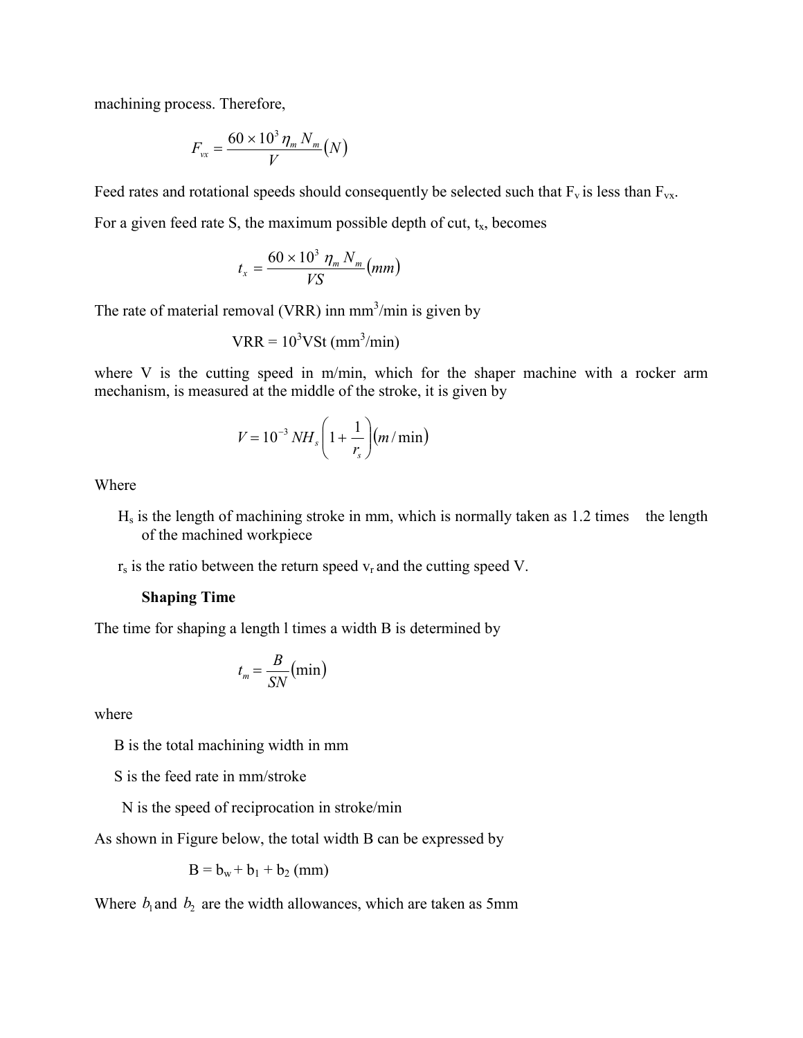machining process. Therefore,

$$F_{vx} = \frac{60 \times 10^3 \eta_m N_m}{V} (N)$$

Feed rates and rotational speeds should consequently be selected such that $F_v$ is less than $F_{vx}$.

For a given feed rate S, the maximum possible depth of cut, $t_x$, becomes

$$t_x = \frac{60 \times 10^3 \eta_m N_m}{VS} (mm)$$

The rate of material removal (VRR) inn $mm^3$/min is given by

$$VRR = 10^3 VSt \ (mm^3/min)$$

where V is the cutting speed in m/min, which for the shaper machine with a rocker arm mechanism, is measured at the middle of the stroke, it is given by

$$V = 10^{-3} NH_s \left(1 + \frac{1}{r_s}\right) (m/\min)$$

Where

- $H_s$ is the length of machining stroke in mm, which is normally taken as 1.2 times the length of the machined workpiece
- $r_s$ is the ratio between the return speed $v_r$ and the cutting speed V.

**Shaping Time**

The time for shaping a length l times a width B is determined by

$$t_m = \frac{B}{SN} (\min)$$

where

B is the total machining width in mm

S is the feed rate in mm/stroke

N is the speed of reciprocation in stroke/min

As shown in Figure below, the total width B can be expressed by

$$B = b_w + b_1 + b_2 \ (mm)$$

Where $b_1$ and $b_2$ are the width allowances, which are taken as 5mm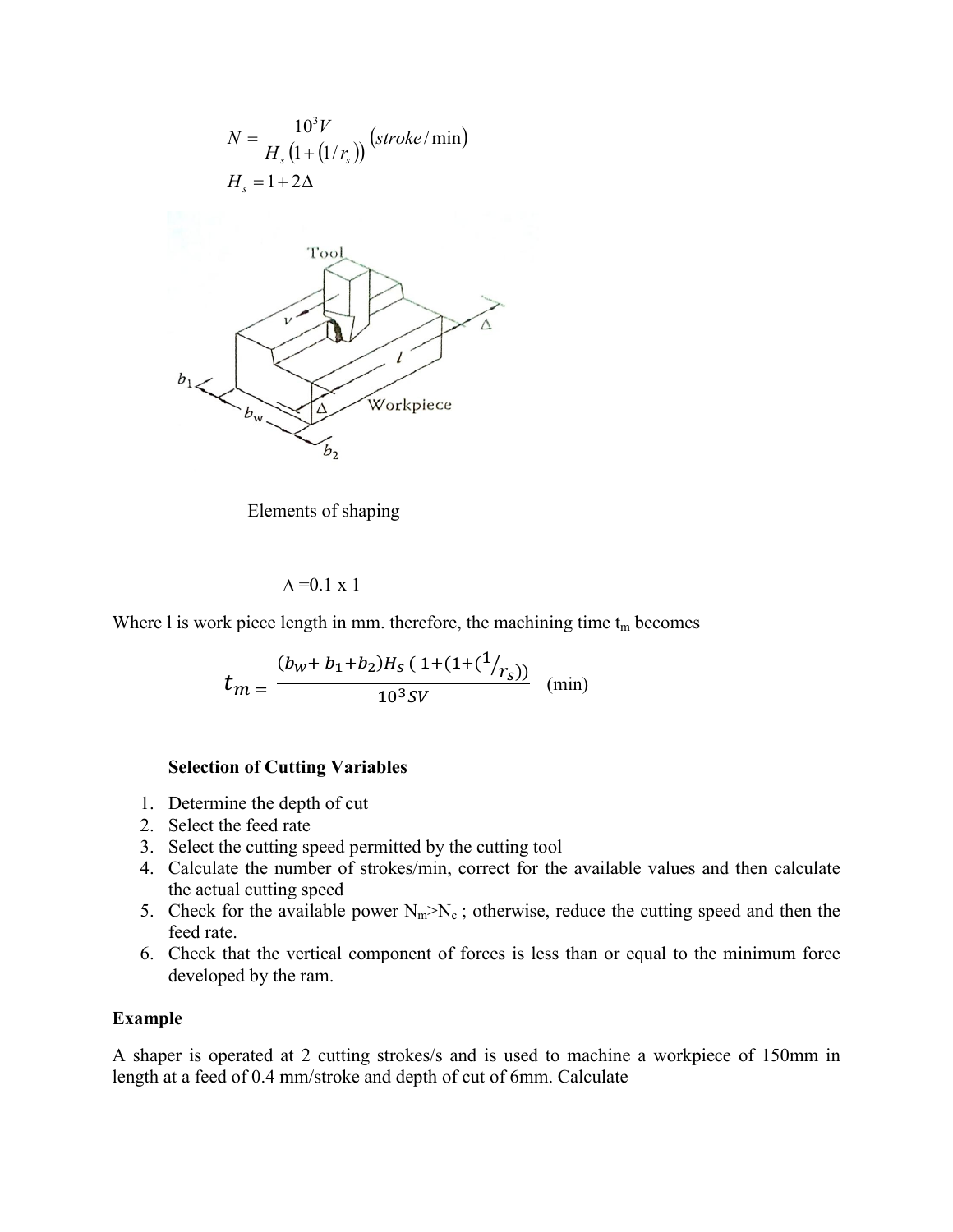$$N = \frac{10^3 V}{H_s \left(1 + \left(1/r_s\right)\right)} \left(stroke/\min\right)$$

$$H_s = 1 + 2\Delta$$

Elements of shaping

$$\Delta = 0.1 \times 1$$

Where l is work piece length in mm. therefore, the machining time $t_m$ becomes

$$t_m = \frac{(b_w + b_1 + b_2) H_s \left( 1 + (1 + (1/r_s)) \right)}{10^3 SV} \quad \text{(min)}$$

**Selection of Cutting Variables**

1. Determine the depth of cut
2. Select the feed rate
3. Select the cutting speed permitted by the cutting tool
4. Calculate the number of strokes/min, correct for the available values and then calculate the actual cutting speed
5. Check for the available power $N_m > N_c$ ; otherwise, reduce the cutting speed and then the feed rate.
6. Check that the vertical component of forces is less than or equal to the minimum force developed by the ram.

**Example**

A shaper is operated at 2 cutting strokes/s and is used to machine a workpiece of 150mm in length at a feed of 0.4 mm/stroke and depth of cut of 6mm. Calculate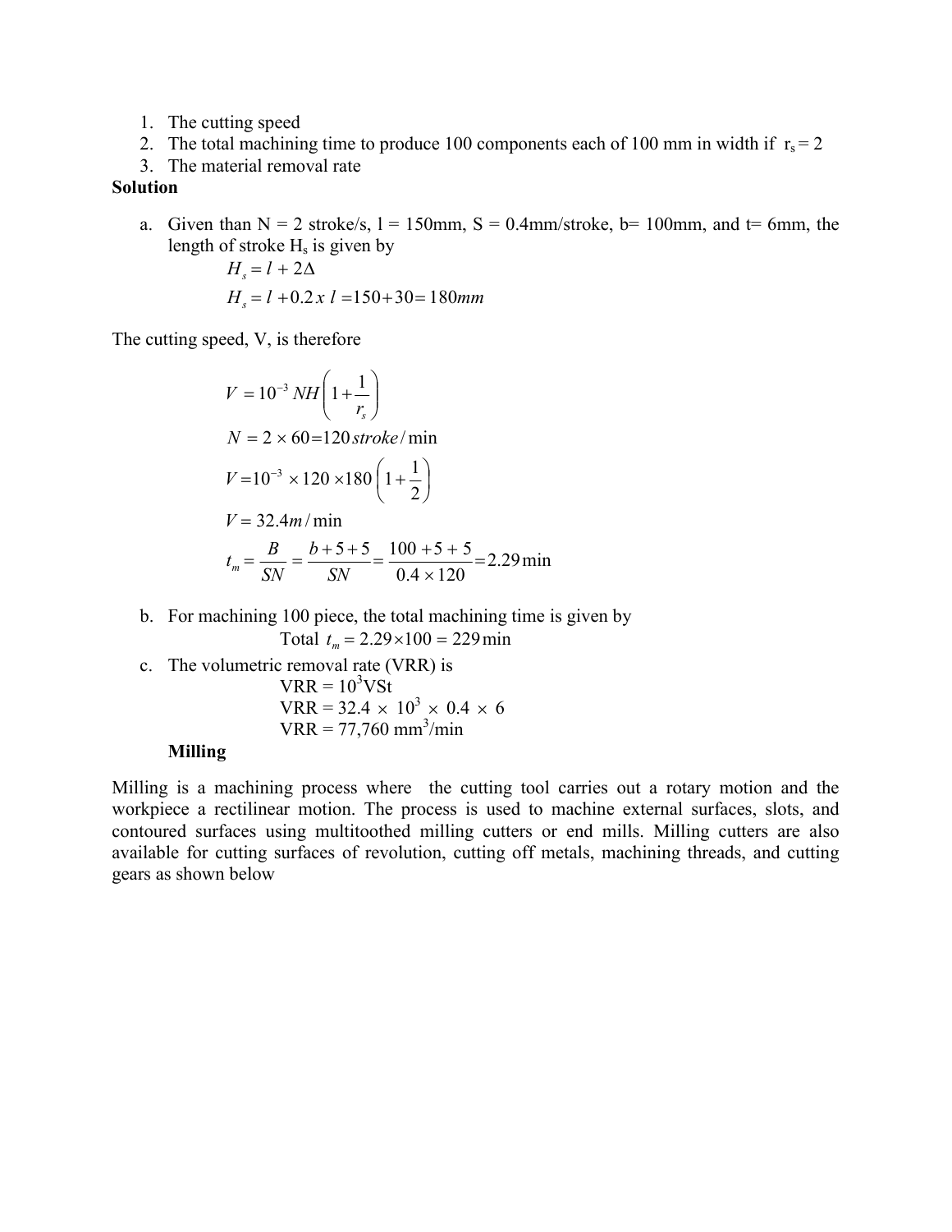1. The cutting speed
2. The total machining time to produce 100 components each of 100 mm in width if $r_s = 2$
3. The material removal rate

**Solution**

a. Given than N = 2 stroke/s, l = 150mm, S = 0.4mm/stroke, b= 100mm, and t= 6mm, the length of stroke $H_s$ is given by

$$H_s = l + 2\Delta$$

$$H_s = l + 0.2 \, x \, l = 150 + 30 = 180mm$$

The cutting speed, V, is therefore

$$V = 10^{-3} \, NH \left(1 + \frac{1}{r_s}\right)$$

$$N = 2 \times 60 = 120 \, stroke/\min$$

$$V = 10^{-3} \times 120 \times 180 \left(1 + \frac{1}{2}\right)$$

$$V = 32.4 m/\min$$

$$t_m = \frac{B}{SN} = \frac{b+5+5}{SN} = \frac{100+5+5}{0.4 \times 120} = 2.29 \min$$

b. For machining 100 piece, the total machining time is given by

$$\text{Total } t_m = 2.29 \times 100 = 229 \min$$

c. The volumetric removal rate (VRR) is

$$\text{VRR} = 10^3 \text{VSt}$$

$$\text{VRR} = 32.4 \times 10^3 \times 0.4 \times 6$$

$$\text{VRR} = 77{,}760 \text{ mm}^3/\text{min}$$

**Milling**

Milling is a machining process where the cutting tool carries out a rotary motion and the workpiece a rectilinear motion. The process is used to machine external surfaces, slots, and contoured surfaces using multitoothed milling cutters or end mills. Milling cutters are also available for cutting surfaces of revolution, cutting off metals, machining threads, and cutting gears as shown below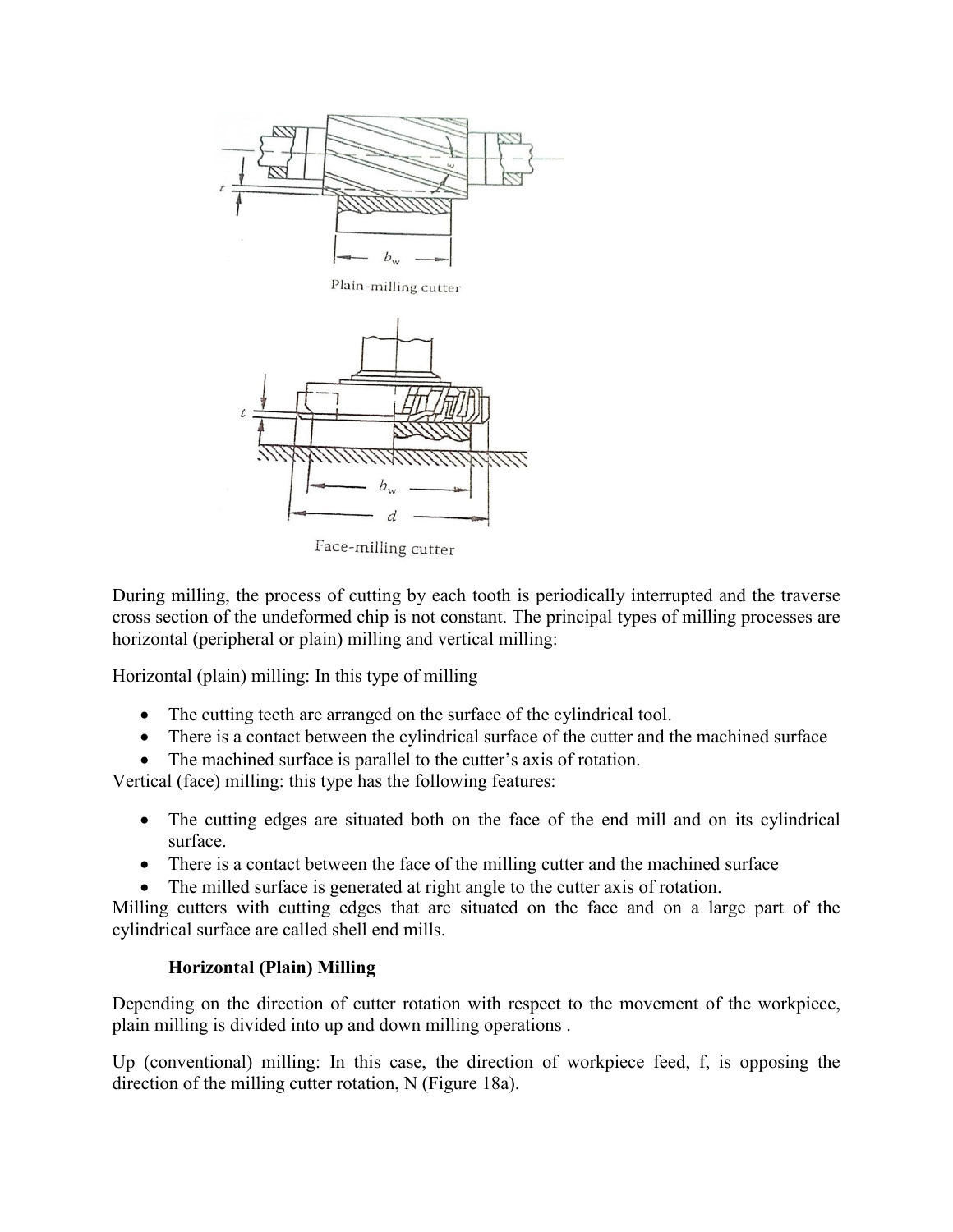Plain-milling cutter

Face-milling cutter

During milling, the process of cutting by each tooth is periodically interrupted and the traverse cross section of the undeformed chip is not constant. The principal types of milling processes are horizontal (peripheral or plain) milling and vertical milling:

Horizontal (plain) milling: In this type of milling

- The cutting teeth are arranged on the surface of the cylindrical tool.
- There is a contact between the cylindrical surface of the cutter and the machined surface
- The machined surface is parallel to the cutter's axis of rotation.

Vertical (face) milling: this type has the following features:

- The cutting edges are situated both on the face of the end mill and on its cylindrical surface.
- There is a contact between the face of the milling cutter and the machined surface
- The milled surface is generated at right angle to the cutter axis of rotation.

Milling cutters with cutting edges that are situated on the face and on a large part of the cylindrical surface are called shell end mills.

**Horizontal (Plain) Milling**

Depending on the direction of cutter rotation with respect to the movement of the workpiece, plain milling is divided into up and down milling operations .

Up (conventional) milling: In this case, the direction of workpiece feed, f, is opposing the direction of the milling cutter rotation, N (Figure 18a).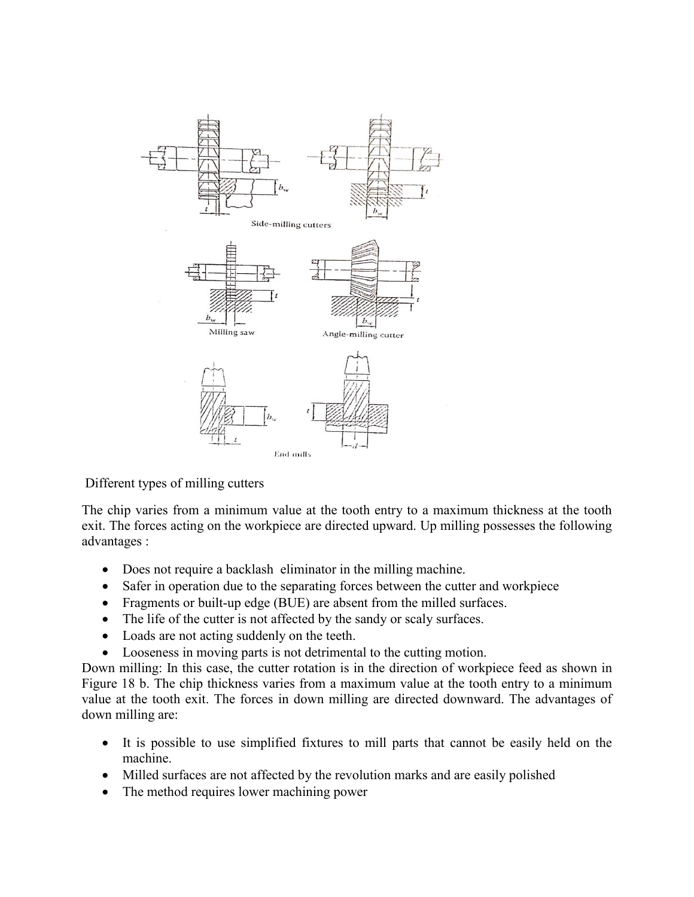Different types of milling cutters

The chip varies from a minimum value at the tooth entry to a maximum thickness at the tooth exit. The forces acting on the workpiece are directed upward. Up milling possesses the following advantages :

- Does not require a backlash eliminator in the milling machine.
- Safer in operation due to the separating forces between the cutter and workpiece
- Fragments or built-up edge (BUE) are absent from the milled surfaces.
- The life of the cutter is not affected by the sandy or scaly surfaces.
- Loads are not acting suddenly on the teeth.
- Looseness in moving parts is not detrimental to the cutting motion.

Down milling: In this case, the cutter rotation is in the direction of workpiece feed as shown in Figure 18 b. The chip thickness varies from a maximum value at the tooth entry to a minimum value at the tooth exit. The forces in down milling are directed downward. The advantages of down milling are:

- It is possible to use simplified fixtures to mill parts that cannot be easily held on the machine.
- Milled surfaces are not affected by the revolution marks and are easily polished
- The method requires lower machining power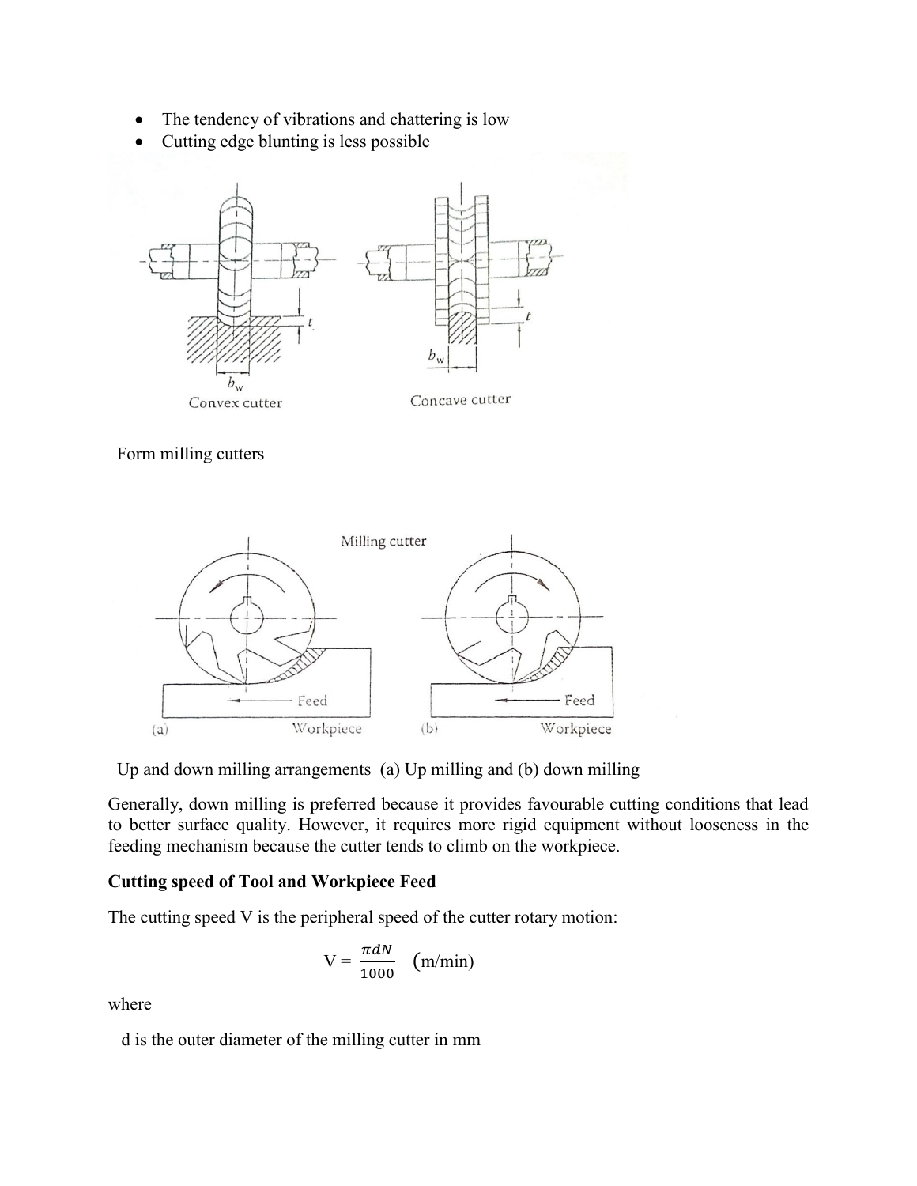- The tendency of vibrations and chattering is low
- Cutting edge blunting is less possible

Form milling cutters

Up and down milling arrangements (a) Up milling and (b) down milling

Generally, down milling is preferred because it provides favourable cutting conditions that lead to better surface quality. However, it requires more rigid equipment without looseness in the feeding mechanism because the cutter tends to climb on the workpiece.

**Cutting speed of Tool and Workpiece Feed**

The cutting speed V is the peripheral speed of the cutter rotary motion:

$$V = \frac{\pi d N}{1000} \quad (\text{m/min})$$

where

d is the outer diameter of the milling cutter in mm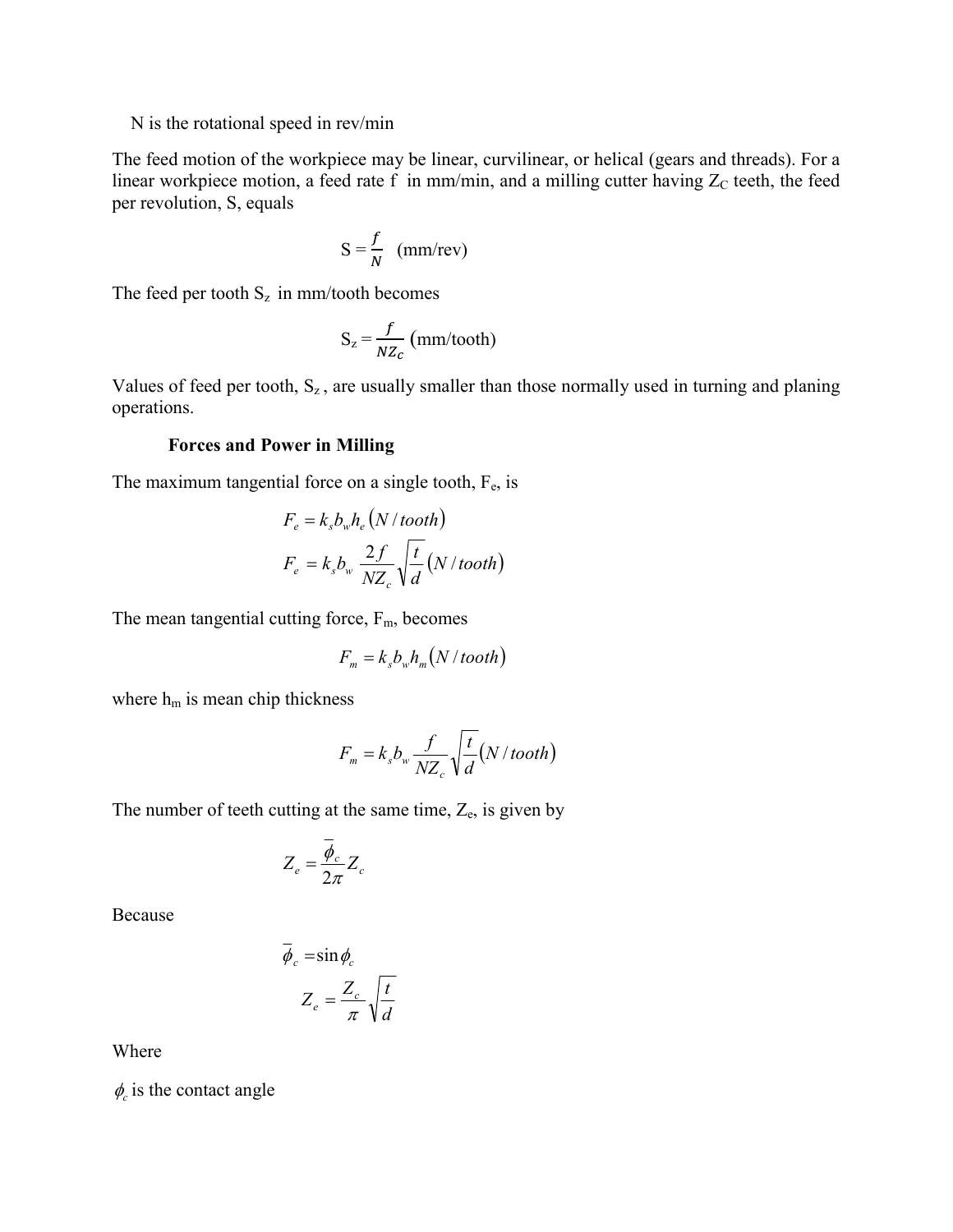N is the rotational speed in rev/min

The feed motion of the workpiece may be linear, curvilinear, or helical (gears and threads). For a linear workpiece motion, a feed rate f in mm/min, and a milling cutter having $Z_C$ teeth, the feed per revolution, S, equals

$$S = \frac{f}{N} \quad \text{(mm/rev)}$$

The feed per tooth $S_z$ in mm/tooth becomes

$$S_z = \frac{f}{NZ_c} \text{ (mm/tooth)}$$

Values of feed per tooth, $S_z$, are usually smaller than those normally used in turning and planing operations.

### Forces and Power in Milling

The maximum tangential force on a single tooth, $F_e$, is

$$F_e = k_s b_w h_e \left(N/tooth\right)$$

$$F_e = k_s b_w \frac{2f}{NZ_c}\sqrt{\frac{t}{d}}\left(N/tooth\right)$$

The mean tangential cutting force, $F_m$, becomes

$$F_m = k_s b_w h_m \left(N/tooth\right)$$

where $h_m$ is mean chip thickness

$$F_m = k_s b_w \frac{f}{NZ_c}\sqrt{\frac{t}{d}}\left(N/tooth\right)$$

The number of teeth cutting at the same time, $Z_e$, is given by

$$Z_e = \frac{\overline{\phi}_c}{2\pi} Z_c$$

Because

$$\overline{\phi}_c = \sin\phi_c$$

$$Z_e = \frac{Z_c}{\pi}\sqrt{\frac{t}{d}}$$

Where

$\phi_c$ is the contact angle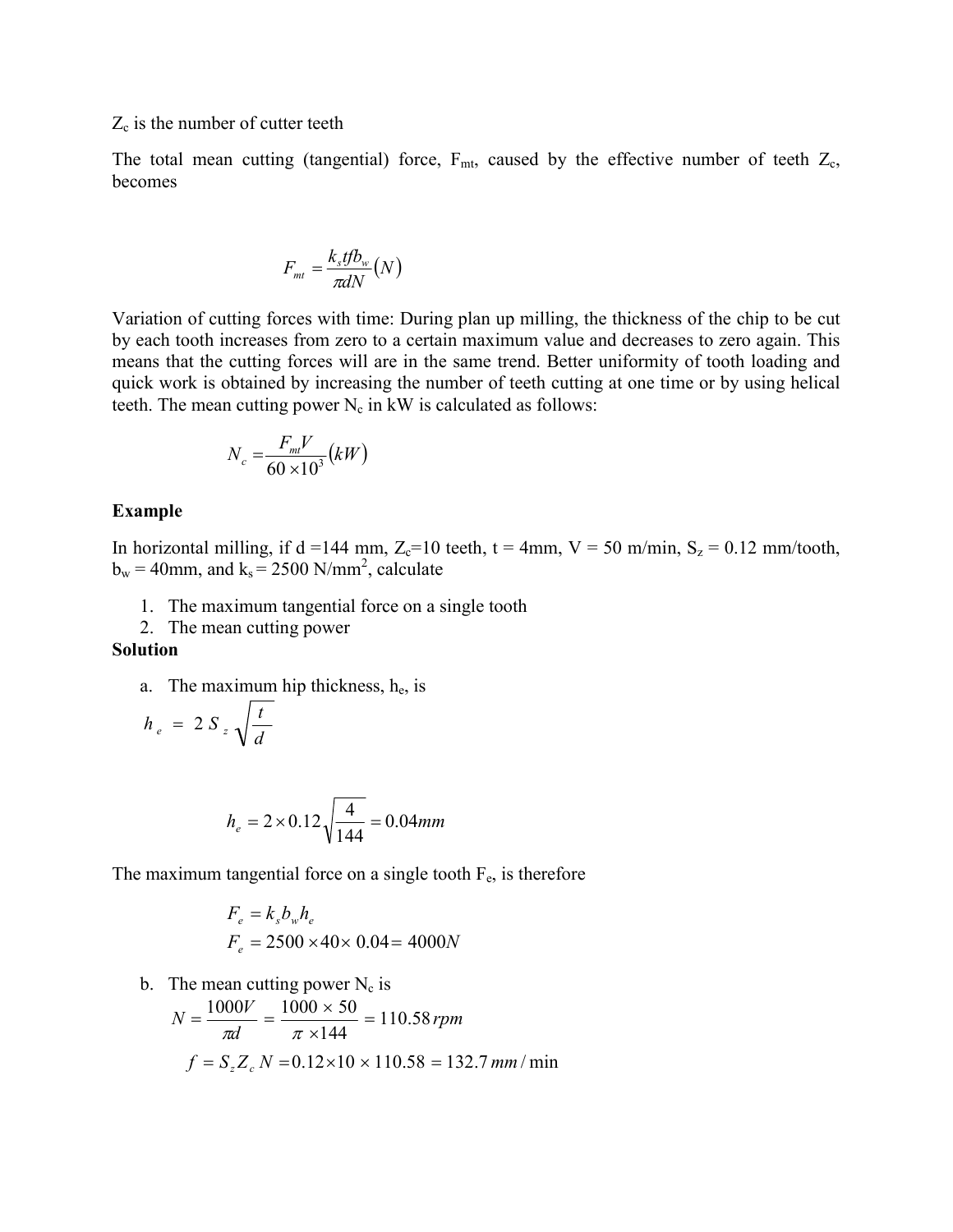$Z_c$ is the number of cutter teeth

The total mean cutting (tangential) force, $F_{mt}$, caused by the effective number of teeth $Z_c$, becomes

$$F_{mt} = \frac{k_s t f b_w}{\pi d N} (N)$$

Variation of cutting forces with time: During plan up milling, the thickness of the chip to be cut by each tooth increases from zero to a certain maximum value and decreases to zero again. This means that the cutting forces will are in the same trend. Better uniformity of tooth loading and quick work is obtained by increasing the number of teeth cutting at one time or by using helical teeth. The mean cutting power $N_c$ in kW is calculated as follows:

$$N_c = \frac{F_{mt} V}{60 \times 10^3} (kW)$$

**Example**

In horizontal milling, if d =144 mm, $Z_c$=10 teeth, t = 4mm, V = 50 m/min, $S_z$ = 0.12 mm/tooth, $b_w$ = 40mm, and $k_s$ = 2500 N/mm$^2$, calculate

1. The maximum tangential force on a single tooth
2. The mean cutting power

**Solution**

a. The maximum hip thickness, $h_e$, is

$$h_e = 2 S_z \sqrt{\frac{t}{d}}$$

$$h_e = 2 \times 0.12 \sqrt{\frac{4}{144}} = 0.04 mm$$

The maximum tangential force on a single tooth $F_e$, is therefore

$$F_e = k_s b_w h_e$$
$$F_e = 2500 \times 40 \times 0.04 = 4000 N$$

b. The mean cutting power $N_c$ is

$$N = \frac{1000V}{\pi d} = \frac{1000 \times 50}{\pi \times 144} = 110.58 \, rpm$$

$$f = S_z Z_c N = 0.12 \times 10 \times 110.58 = 132.7 \, mm/\min$$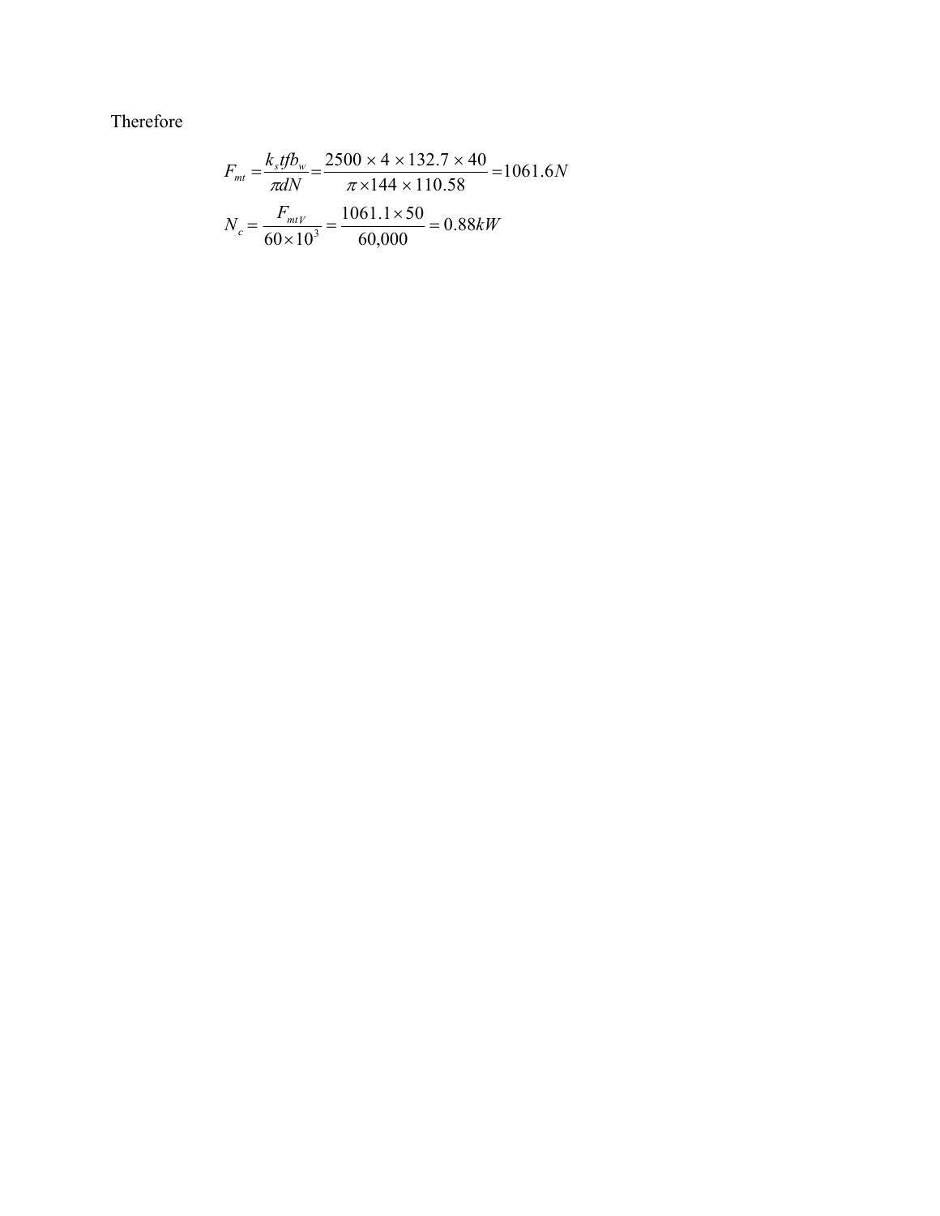Therefore

$$F_{mt} = \frac{k_s t f b_w}{\pi d N} = \frac{2500 \times 4 \times 132.7 \times 40}{\pi \times 144 \times 110.58} = 1061.6N$$

$$N_c = \frac{F_{mt V}}{60 \times 10^3} = \frac{1061.1 \times 50}{60{,}000} = 0.88kW$$